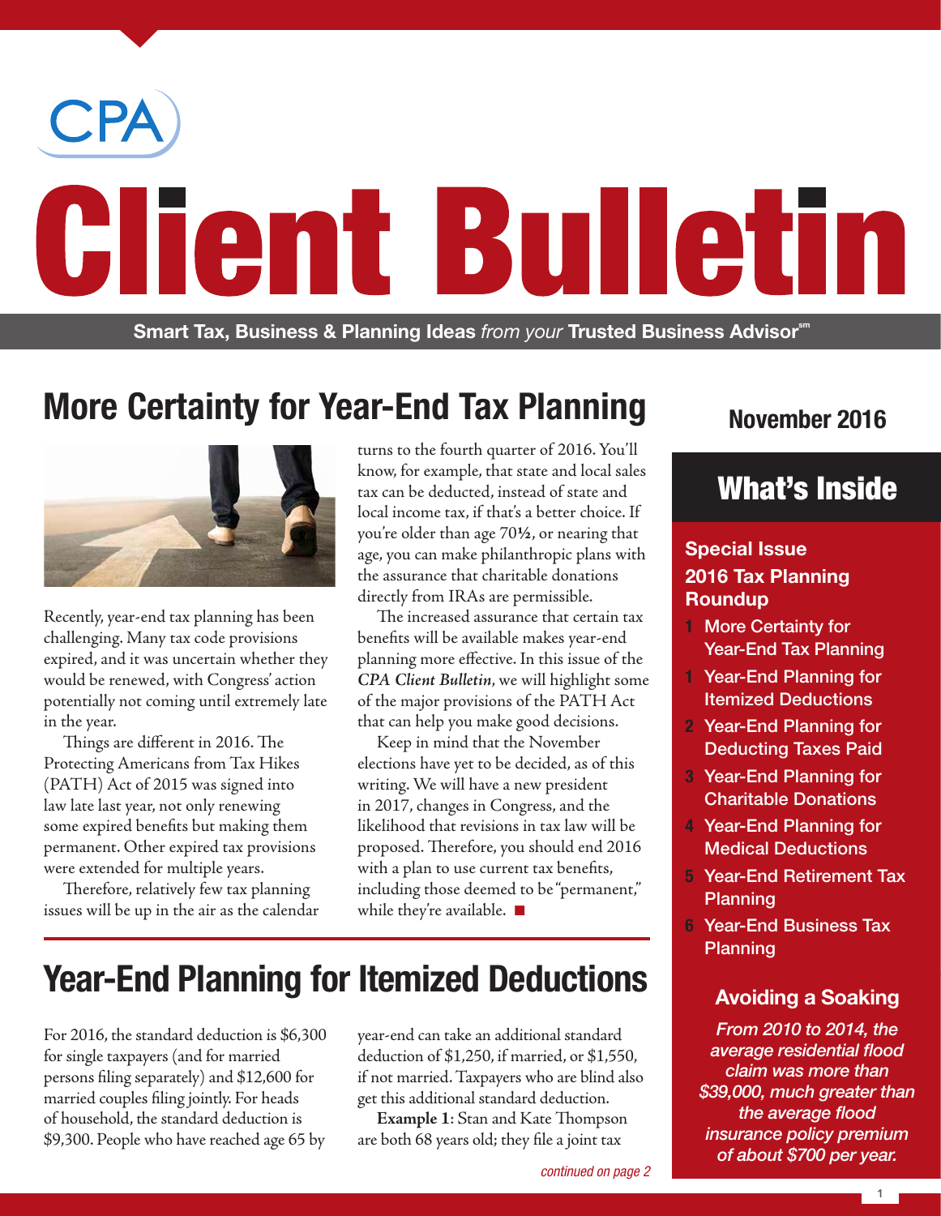# CPA Client Bulletin

**Smart Tax, Business & Planning Ideas** *from your* **Trusted Business Advisor**℠

November 2016

## More Certainty for Year-End Tax Planning

Recently, year-end tax planning has been challenging. Many tax code provisions expired, and it was uncertain whether they would be renewed, with Congress' action potentially not coming until extremely late in the year.

Things are different in 2016. The Protecting Americans from Tax Hikes (PATH) Act of 2015 was signed into law late last year, not only renewing some expired benefits but making them permanent. Other expired tax provisions were extended for multiple years.

Therefore, relatively few tax planning issues will be up in the air as the calendar turns to the fourth quarter of 2016. You'll know, for example, that state and local sales tax can be deducted, instead of state and local income tax, if that's a better choice. If you're older than age 70½, or nearing that age, you can make philanthropic plans with the assurance that charitable donations directly from IRAs are permissible.

The increased assurance that certain tax benefits will be available makes year-end planning more effective. In this issue of the ***CPA Client Bulletin***, we will highlight some of the major provisions of the PATH Act that can help you make good decisions.

Keep in mind that the November elections have yet to be decided, as of this writing. We will have a new president in 2017, changes in Congress, and the likelihood that revisions in tax law will be proposed. Therefore, you should end 2016 with a plan to use current tax benefits, including those deemed to be "permanent," while they're available. ■

## Year-End Planning for Itemized Deductions

For 2016, the standard deduction is $6,300 for single taxpayers (and for married persons filing separately) and $12,600 for married couples filing jointly. For heads of household, the standard deduction is $9,300. People who have reached age 65 by year-end can take an additional standard deduction of $1,250, if married, or $1,550, if not married. Taxpayers who are blind also get this additional standard deduction.

**Example 1**: Stan and Kate Thompson are both 68 years old; they file a joint tax

*continued on page 2*

## What's Inside

**Special Issue**
**2016 Tax Planning Roundup**

- 1 More Certainty for Year-End Tax Planning
- 1 Year-End Planning for Itemized Deductions
- 2 Year-End Planning for Deducting Taxes Paid
- 3 Year-End Planning for Charitable Donations
- 4 Year-End Planning for Medical Deductions
- 5 Year-End Retirement Tax Planning
- 6 Year-End Business Tax Planning

### Avoiding a Soaking

*From 2010 to 2014, the average residential flood claim was more than $39,000, much greater than the average flood insurance policy premium of about $700 per year.*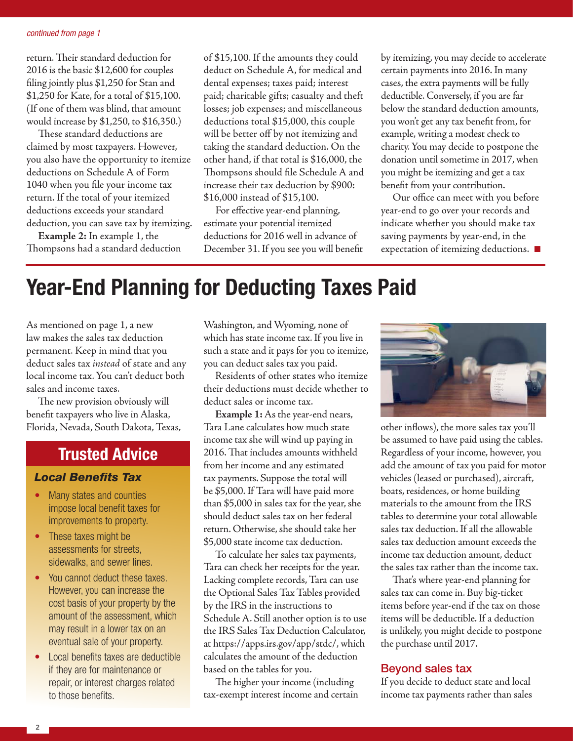*continued from page 1*

return. Their standard deduction for 2016 is the basic $12,600 for couples filing jointly plus $1,250 for Stan and $1,250 for Kate, for a total of $15,100. (If one of them was blind, that amount would increase by $1,250, to $16,350.)

These standard deductions are claimed by most taxpayers. However, you also have the opportunity to itemize deductions on Schedule A of Form 1040 when you file your income tax return. If the total of your itemized deductions exceeds your standard deduction, you can save tax by itemizing.

**Example 2:** In example 1, the Thompsons had a standard deduction of $15,100. If the amounts they could deduct on Schedule A, for medical and dental expenses; taxes paid; interest paid; charitable gifts; casualty and theft losses; job expenses; and miscellaneous deductions total $15,000, this couple will be better off by not itemizing and taking the standard deduction. On the other hand, if that total is $16,000, the Thompsons should file Schedule A and increase their tax deduction by $900: $16,000 instead of $15,100.

For effective year-end planning, estimate your potential itemized deductions for 2016 well in advance of December 31. If you see you will benefit by itemizing, you may decide to accelerate certain payments into 2016. In many cases, the extra payments will be fully deductible. Conversely, if you are far below the standard deduction amounts, you won't get any tax benefit from, for example, writing a modest check to charity. You may decide to postpone the donation until sometime in 2017, when you might be itemizing and get a tax benefit from your contribution.

Our office can meet with you before year-end to go over your records and indicate whether you should make tax saving payments by year-end, in the expectation of itemizing deductions. ■

# Year-End Planning for Deducting Taxes Paid

As mentioned on page 1, a new law makes the sales tax deduction permanent. Keep in mind that you deduct sales tax *instead* of state and any local income tax. You can't deduct both sales and income taxes.

The new provision obviously will benefit taxpayers who live in Alaska, Florida, Nevada, South Dakota, Texas, Washington, and Wyoming, none of which has state income tax. If you live in such a state and it pays for you to itemize, you can deduct sales tax you paid.

Residents of other states who itemize their deductions must decide whether to deduct sales or income tax.

**Example 1:** As the year-end nears, Tara Lane calculates how much state income tax she will wind up paying in 2016. That includes amounts withheld from her income and any estimated tax payments. Suppose the total will be $5,000. If Tara will have paid more than $5,000 in sales tax for the year, she should deduct sales tax on her federal return. Otherwise, she should take her $5,000 state income tax deduction.

To calculate her sales tax payments, Tara can check her receipts for the year. Lacking complete records, Tara can use the Optional Sales Tax Tables provided by the IRS in the instructions to Schedule A. Still another option is to use the IRS Sales Tax Deduction Calculator, at https://apps.irs.gov/app/stdc/, which calculates the amount of the deduction based on the tables for you.

The higher your income (including tax-exempt interest income and certain other inflows), the more sales tax you'll be assumed to have paid using the tables. Regardless of your income, however, you add the amount of tax you paid for motor vehicles (leased or purchased), aircraft, boats, residences, or home building materials to the amount from the IRS tables to determine your total allowable sales tax deduction. If all the allowable sales tax deduction amount exceeds the income tax deduction amount, deduct the sales tax rather than the income tax.

That's where year-end planning for sales tax can come in. Buy big-ticket items before year-end if the tax on those items will be deductible. If a deduction is unlikely, you might decide to postpone the purchase until 2017.

### Beyond sales tax

If you decide to deduct state and local income tax payments rather than sales

## Trusted Advice

### Local Benefits Tax

- Many states and counties impose local benefit taxes for improvements to property.
- These taxes might be assessments for streets, sidewalks, and sewer lines.
- You cannot deduct these taxes. However, you can increase the cost basis of your property by the amount of the assessment, which may result in a lower tax on an eventual sale of your property.
- Local benefits taxes are deductible if they are for maintenance or repair, or interest charges related to those benefits.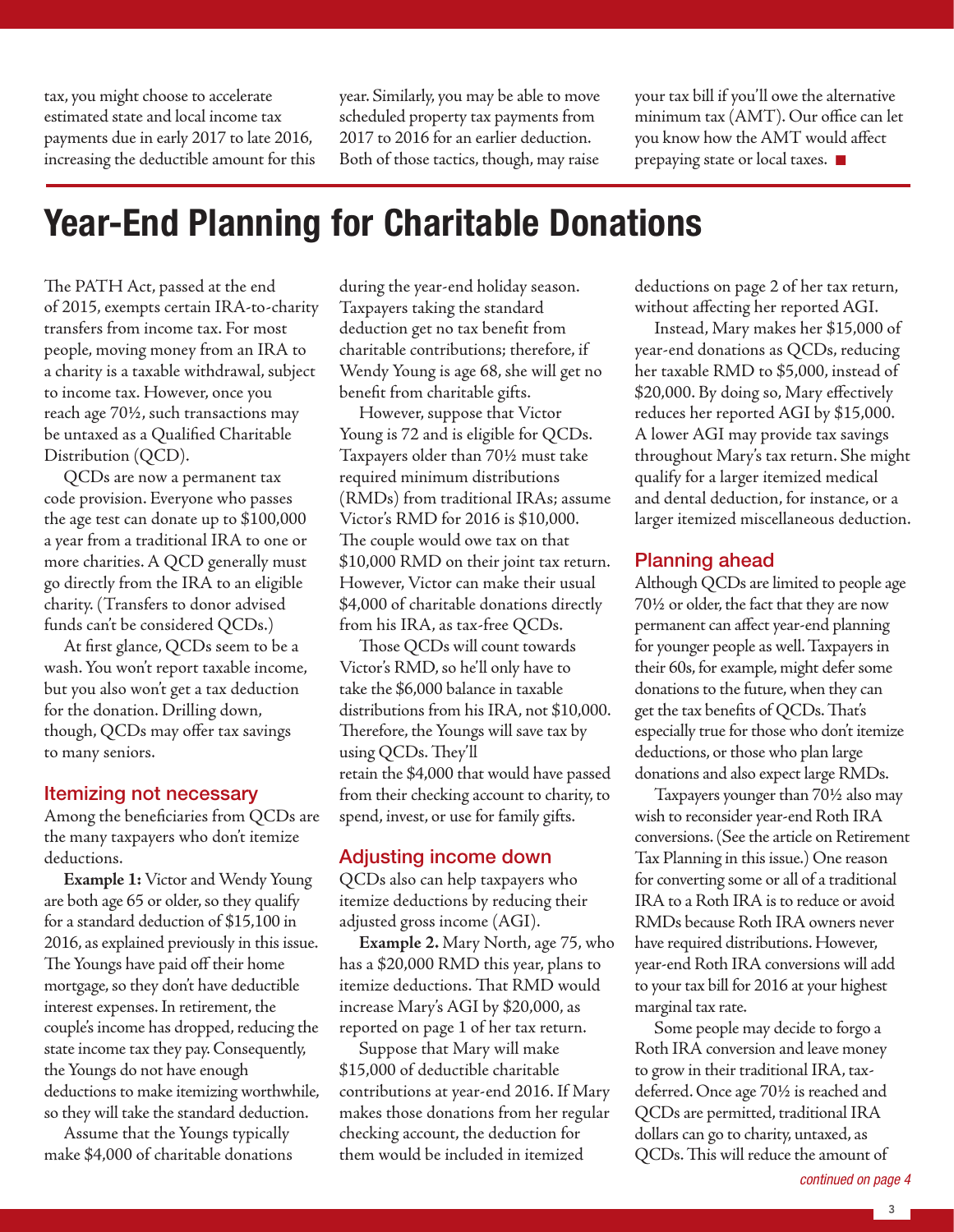tax, you might choose to accelerate estimated state and local income tax payments due in early 2017 to late 2016, increasing the deductible amount for this year. Similarly, you may be able to move scheduled property tax payments from 2017 to 2016 for an earlier deduction. Both of those tactics, though, may raise your tax bill if you'll owe the alternative minimum tax (AMT). Our office can let you know how the AMT would affect prepaying state or local taxes. ■

# Year-End Planning for Charitable Donations

The PATH Act, passed at the end of 2015, exempts certain IRA-to-charity transfers from income tax. For most people, moving money from an IRA to a charity is a taxable withdrawal, subject to income tax. However, once you reach age 70½, such transactions may be untaxed as a Qualified Charitable Distribution (QCD).

QCDs are now a permanent tax code provision. Everyone who passes the age test can donate up to $100,000 a year from a traditional IRA to one or more charities. A QCD generally must go directly from the IRA to an eligible charity. (Transfers to donor advised funds can't be considered QCDs.)

At first glance, QCDs seem to be a wash. You won't report taxable income, but you also won't get a tax deduction for the donation. Drilling down, though, QCDs may offer tax savings to many seniors.

## Itemizing not necessary

Among the beneficiaries from QCDs are the many taxpayers who don't itemize deductions.

**Example 1:** Victor and Wendy Young are both age 65 or older, so they qualify for a standard deduction of $15,100 in 2016, as explained previously in this issue. The Youngs have paid off their home mortgage, so they don't have deductible interest expenses. In retirement, the couple's income has dropped, reducing the state income tax they pay. Consequently, the Youngs do not have enough deductions to make itemizing worthwhile, so they will take the standard deduction.

Assume that the Youngs typically make $4,000 of charitable donations during the year-end holiday season. Taxpayers taking the standard deduction get no tax benefit from charitable contributions; therefore, if Wendy Young is age 68, she will get no benefit from charitable gifts.

However, suppose that Victor Young is 72 and is eligible for QCDs. Taxpayers older than 70½ must take required minimum distributions (RMDs) from traditional IRAs; assume Victor's RMD for 2016 is $10,000. The couple would owe tax on that $10,000 RMD on their joint tax return. However, Victor can make their usual $4,000 of charitable donations directly from his IRA, as tax-free QCDs.

Those QCDs will count towards Victor's RMD, so he'll only have to take the $6,000 balance in taxable distributions from his IRA, not $10,000. Therefore, the Youngs will save tax by using QCDs. They'll retain the $4,000 that would have passed from their checking account to charity, to spend, invest, or use for family gifts.

## Adjusting income down

QCDs also can help taxpayers who itemize deductions by reducing their adjusted gross income (AGI).

**Example 2.** Mary North, age 75, who has a $20,000 RMD this year, plans to itemize deductions. That RMD would increase Mary's AGI by $20,000, as reported on page 1 of her tax return.

Suppose that Mary will make $15,000 of deductible charitable contributions at year-end 2016. If Mary makes those donations from her regular checking account, the deduction for them would be included in itemized deductions on page 2 of her tax return, without affecting her reported AGI.

Instead, Mary makes her $15,000 of year-end donations as QCDs, reducing her taxable RMD to $5,000, instead of $20,000. By doing so, Mary effectively reduces her reported AGI by $15,000. A lower AGI may provide tax savings throughout Mary's tax return. She might qualify for a larger itemized medical and dental deduction, for instance, or a larger itemized miscellaneous deduction.

## Planning ahead

Although QCDs are limited to people age 70½ or older, the fact that they are now permanent can affect year-end planning for younger people as well. Taxpayers in their 60s, for example, might defer some donations to the future, when they can get the tax benefits of QCDs. That's especially true for those who don't itemize deductions, or those who plan large donations and also expect large RMDs.

Taxpayers younger than 70½ also may wish to reconsider year-end Roth IRA conversions. (See the article on Retirement Tax Planning in this issue.) One reason for converting some or all of a traditional IRA to a Roth IRA is to reduce or avoid RMDs because Roth IRA owners never have required distributions. However, year-end Roth IRA conversions will add to your tax bill for 2016 at your highest marginal tax rate.

Some people may decide to forgo a Roth IRA conversion and leave money to grow in their traditional IRA, tax-deferred. Once age 70½ is reached and QCDs are permitted, traditional IRA dollars can go to charity, untaxed, as QCDs. This will reduce the amount of

*continued on page 4*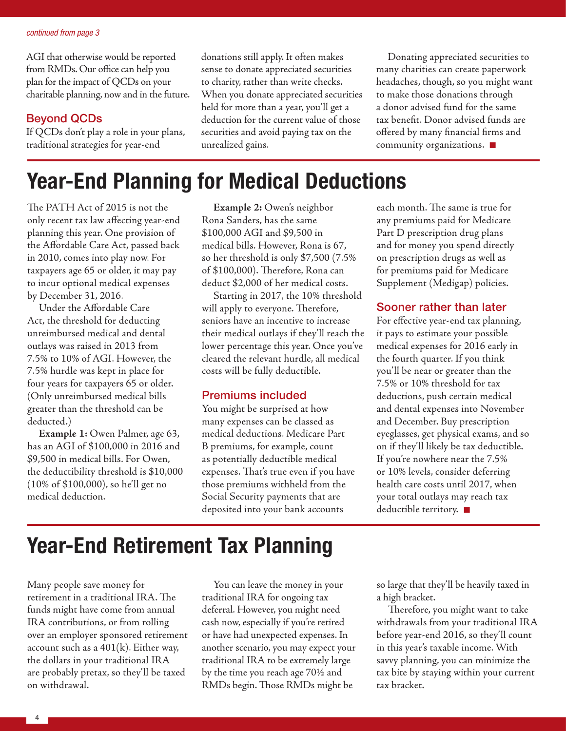*continued from page 3*

AGI that otherwise would be reported from RMDs. Our office can help you plan for the impact of QCDs on your charitable planning, now and in the future.

### Beyond QCDs

If QCDs don't play a role in your plans, traditional strategies for year-end donations still apply. It often makes sense to donate appreciated securities to charity, rather than write checks. When you donate appreciated securities held for more than a year, you'll get a deduction for the current value of those securities and avoid paying tax on the unrealized gains.

Donating appreciated securities to many charities can create paperwork headaches, though, so you might want to make those donations through a donor advised fund for the same tax benefit. Donor advised funds are offered by many financial firms and community organizations. ■

# Year-End Planning for Medical Deductions

The PATH Act of 2015 is not the only recent tax law affecting year-end planning this year. One provision of the Affordable Care Act, passed back in 2010, comes into play now. For taxpayers age 65 or older, it may pay to incur optional medical expenses by December 31, 2016.

Under the Affordable Care Act, the threshold for deducting unreimbursed medical and dental outlays was raised in 2013 from 7.5% to 10% of AGI. However, the 7.5% hurdle was kept in place for four years for taxpayers 65 or older. (Only unreimbursed medical bills greater than the threshold can be deducted.)

**Example 1:** Owen Palmer, age 63, has an AGI of $100,000 in 2016 and $9,500 in medical bills. For Owen, the deductibility threshold is $10,000 (10% of $100,000), so he'll get no medical deduction.

**Example 2:** Owen's neighbor Rona Sanders, has the same $100,000 AGI and $9,500 in medical bills. However, Rona is 67, so her threshold is only $7,500 (7.5% of $100,000). Therefore, Rona can deduct $2,000 of her medical costs.

Starting in 2017, the 10% threshold will apply to everyone. Therefore, seniors have an incentive to increase their medical outlays if they'll reach the lower percentage this year. Once you've cleared the relevant hurdle, all medical costs will be fully deductible.

### Premiums included

You might be surprised at how many expenses can be classed as medical deductions. Medicare Part B premiums, for example, count as potentially deductible medical expenses. That's true even if you have those premiums withheld from the Social Security payments that are deposited into your bank accounts each month. The same is true for any premiums paid for Medicare Part D prescription drug plans and for money you spend directly on prescription drugs as well as for premiums paid for Medicare Supplement (Medigap) policies.

### Sooner rather than later

For effective year-end tax planning, it pays to estimate your possible medical expenses for 2016 early in the fourth quarter. If you think you'll be near or greater than the 7.5% or 10% threshold for tax deductions, push certain medical and dental expenses into November and December. Buy prescription eyeglasses, get physical exams, and so on if they'll likely be tax deductible. If you're nowhere near the 7.5% or 10% levels, consider deferring health care costs until 2017, when your total outlays may reach tax deductible territory. ■

# Year-End Retirement Tax Planning

Many people save money for retirement in a traditional IRA. The funds might have come from annual IRA contributions, or from rolling over an employer sponsored retirement account such as a 401(k). Either way, the dollars in your traditional IRA are probably pretax, so they'll be taxed on withdrawal.

You can leave the money in your traditional IRA for ongoing tax deferral. However, you might need cash now, especially if you're retired or have had unexpected expenses. In another scenario, you may expect your traditional IRA to be extremely large by the time you reach age 70½ and RMDs begin. Those RMDs might be so large that they'll be heavily taxed in a high bracket.

Therefore, you might want to take withdrawals from your traditional IRA before year-end 2016, so they'll count in this year's taxable income. With savvy planning, you can minimize the tax bite by staying within your current tax bracket.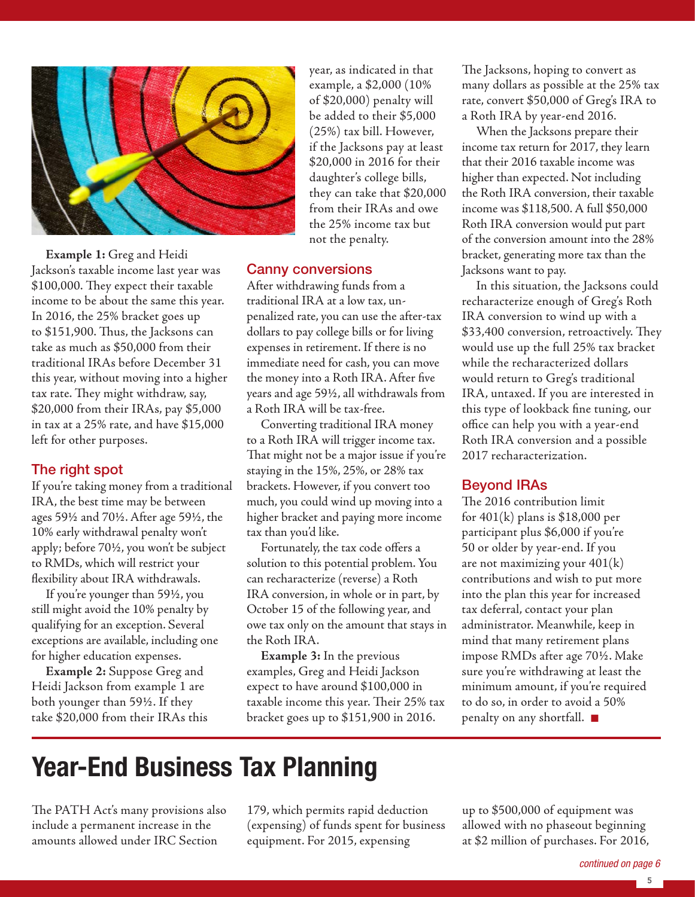**Example 1:** Greg and Heidi Jackson's taxable income last year was \$100,000. They expect their taxable income to be about the same this year. In 2016, the 25% bracket goes up to \$151,900. Thus, the Jacksons can take as much as \$50,000 from their traditional IRAs before December 31 this year, without moving into a higher tax rate. They might withdraw, say, \$20,000 from their IRAs, pay \$5,000 in tax at a 25% rate, and have \$15,000 left for other purposes.

### The right spot

If you're taking money from a traditional IRA, the best time may be between ages 59½ and 70½. After age 59½, the 10% early withdrawal penalty won't apply; before 70½, you won't be subject to RMDs, which will restrict your flexibility about IRA withdrawals.

If you're younger than 59½, you still might avoid the 10% penalty by qualifying for an exception. Several exceptions are available, including one for higher education expenses.

**Example 2:** Suppose Greg and Heidi Jackson from example 1 are both younger than 59½. If they take \$20,000 from their IRAs this year, as indicated in that example, a \$2,000 (10% of \$20,000) penalty will be added to their \$5,000 (25%) tax bill. However, if the Jacksons pay at least \$20,000 in 2016 for their daughter's college bills, they can take that \$20,000 from their IRAs and owe the 25% income tax but not the penalty.

### Canny conversions

After withdrawing funds from a traditional IRA at a low tax, unpenalized rate, you can use the after-tax dollars to pay college bills or for living expenses in retirement. If there is no immediate need for cash, you can move the money into a Roth IRA. After five years and age 59½, all withdrawals from a Roth IRA will be tax-free.

Converting traditional IRA money to a Roth IRA will trigger income tax. That might not be a major issue if you're staying in the 15%, 25%, or 28% tax brackets. However, if you convert too much, you could wind up moving into a higher bracket and paying more income tax than you'd like.

Fortunately, the tax code offers a solution to this potential problem. You can recharacterize (reverse) a Roth IRA conversion, in whole or in part, by October 15 of the following year, and owe tax only on the amount that stays in the Roth IRA.

**Example 3:** In the previous examples, Greg and Heidi Jackson expect to have around \$100,000 in taxable income this year. Their 25% tax bracket goes up to \$151,900 in 2016. The Jacksons, hoping to convert as many dollars as possible at the 25% tax rate, convert \$50,000 of Greg's IRA to a Roth IRA by year-end 2016.

When the Jacksons prepare their income tax return for 2017, they learn that their 2016 taxable income was higher than expected. Not including the Roth IRA conversion, their taxable income was \$118,500. A full \$50,000 Roth IRA conversion would put part of the conversion amount into the 28% bracket, generating more tax than the Jacksons want to pay.

In this situation, the Jacksons could recharacterize enough of Greg's Roth IRA conversion to wind up with a \$33,400 conversion, retroactively. They would use up the full 25% tax bracket while the recharacterized dollars would return to Greg's traditional IRA, untaxed. If you are interested in this type of lookback fine tuning, our office can help you with a year-end Roth IRA conversion and a possible 2017 recharacterization.

### Beyond IRAs

The 2016 contribution limit for 401(k) plans is \$18,000 per participant plus \$6,000 if you're 50 or older by year-end. If you are not maximizing your 401(k) contributions and wish to put more into the plan this year for increased tax deferral, contact your plan administrator. Meanwhile, keep in mind that many retirement plans impose RMDs after age 70½. Make sure you're withdrawing at least the minimum amount, if you're required to do so, in order to avoid a 50% penalty on any shortfall. ■

# Year-End Business Tax Planning

The PATH Act's many provisions also include a permanent increase in the amounts allowed under IRC Section 179, which permits rapid deduction (expensing) of funds spent for business equipment. For 2015, expensing up to \$500,000 of equipment was allowed with no phaseout beginning at \$2 million of purchases. For 2016,

*continued on page 6*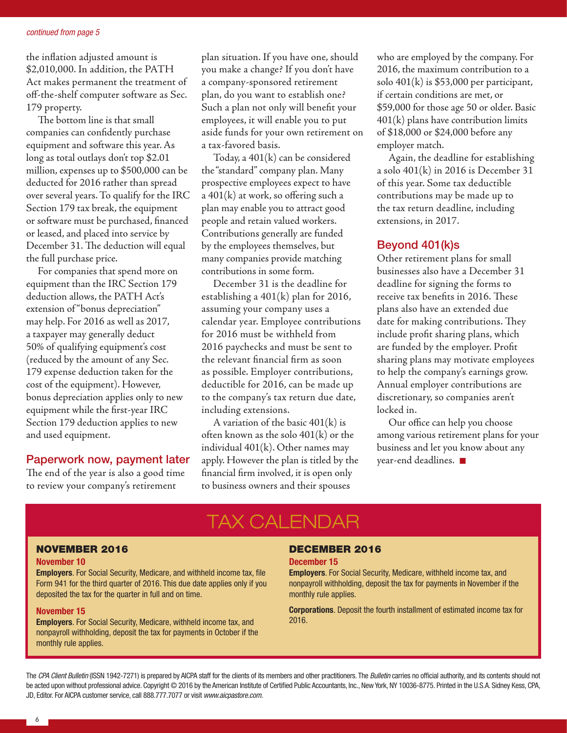*continued from page 5*

the inflation adjusted amount is $2,010,000. In addition, the PATH Act makes permanent the treatment of off-the-shelf computer software as Sec. 179 property.

The bottom line is that small companies can confidently purchase equipment and software this year. As long as total outlays don't top $2.01 million, expenses up to $500,000 can be deducted for 2016 rather than spread over several years. To qualify for the IRC Section 179 tax break, the equipment or software must be purchased, financed or leased, and placed into service by December 31. The deduction will equal the full purchase price.

For companies that spend more on equipment than the IRC Section 179 deduction allows, the PATH Act's extension of "bonus depreciation" may help. For 2016 as well as 2017, a taxpayer may generally deduct 50% of qualifying equipment's cost (reduced by the amount of any Sec. 179 expense deduction taken for the cost of the equipment). However, bonus depreciation applies only to new equipment while the first-year IRC Section 179 deduction applies to new and used equipment.

## Paperwork now, payment later

The end of the year is also a good time to review your company's retirement plan situation. If you have one, should you make a change? If you don't have a company-sponsored retirement plan, do you want to establish one? Such a plan not only will benefit your employees, it will enable you to put aside funds for your own retirement on a tax-favored basis.

Today, a 401(k) can be considered the "standard" company plan. Many prospective employees expect to have a 401(k) at work, so offering such a plan may enable you to attract good people and retain valued workers. Contributions generally are funded by the employees themselves, but many companies provide matching contributions in some form.

December 31 is the deadline for establishing a 401(k) plan for 2016, assuming your company uses a calendar year. Employee contributions for 2016 must be withheld from 2016 paychecks and must be sent to the relevant financial firm as soon as possible. Employer contributions, deductible for 2016, can be made up to the company's tax return due date, including extensions.

A variation of the basic 401(k) is often known as the solo 401(k) or the individual 401(k). Other names may apply. However the plan is titled by the financial firm involved, it is open only to business owners and their spouses who are employed by the company. For 2016, the maximum contribution to a solo 401(k) is $53,000 per participant, if certain conditions are met, or $59,000 for those age 50 or older. Basic 401(k) plans have contribution limits of $18,000 or $24,000 before any employer match.

Again, the deadline for establishing a solo 401(k) in 2016 is December 31 of this year. Some tax deductible contributions may be made up to the tax return deadline, including extensions, in 2017.

## Beyond 401(k)s

Other retirement plans for small businesses also have a December 31 deadline for signing the forms to receive tax benefits in 2016. These plans also have an extended due date for making contributions. They include profit sharing plans, which are funded by the employer. Profit sharing plans may motivate employees to help the company's earnings grow. Annual employer contributions are discretionary, so companies aren't locked in.

Our office can help you choose among various retirement plans for your business and let you know about any year-end deadlines. ■

# TAX CALENDAR

### NOVEMBER 2016

**November 10**

**Employers**. For Social Security, Medicare, and withheld income tax, file Form 941 for the third quarter of 2016. This due date applies only if you deposited the tax for the quarter in full and on time.

**November 15**

**Employers**. For Social Security, Medicare, withheld income tax, and nonpayroll withholding, deposit the tax for payments in October if the monthly rule applies.

### DECEMBER 2016

**December 15**

**Employers**. For Social Security, Medicare, withheld income tax, and nonpayroll withholding, deposit the tax for payments in November if the monthly rule applies.

**Corporations**. Deposit the fourth installment of estimated income tax for 2016.

The *CPA Client Bulletin* (ISSN 1942-7271) is prepared by AICPA staff for the clients of its members and other practitioners. The *Bulletin* carries no official authority, and its contents should not be acted upon without professional advice. Copyright © 2016 by the American Institute of Certified Public Accountants, Inc., New York, NY 10036-8775. Printed in the U.S.A. Sidney Kess, CPA, JD, Editor. For AICPA customer service, call 888.777.7077 or visit *www.aicpastore.com*.